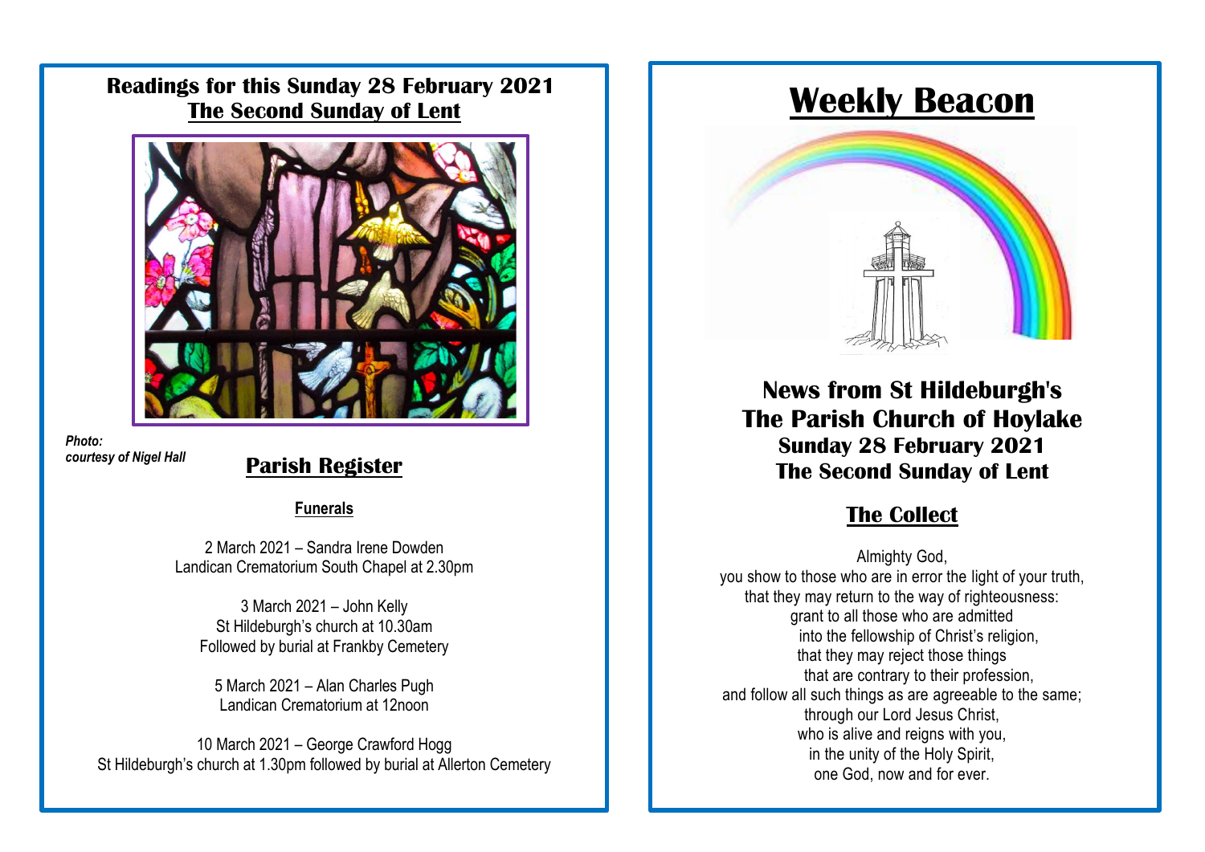## Readings for this Sunday 28 February 2021

## The Second Sunday of Lent

***Photo: courtesy of Nigel Hall***

## Parish Register

### Funerals

2 March 2021 – Sandra Irene Dowden
Landican Crematorium South Chapel at 2.30pm

3 March 2021 – John Kelly
St Hildeburgh's church at 10.30am
Followed by burial at Frankby Cemetery

5 March 2021 – Alan Charles Pugh
Landican Crematorium at 12noon

10 March 2021 – George Crawford Hogg
St Hildeburgh's church at 1.30pm followed by burial at Allerton Cemetery

# Weekly Beacon

## News from St Hildeburgh's
## The Parish Church of Hoylake
### Sunday 28 February 2021
### The Second Sunday of Lent

## The Collect

Almighty God,
you show to those who are in error the light of your truth,
that they may return to the way of righteousness:
grant to all those who are admitted
into the fellowship of Christ's religion,
that they may reject those things
that are contrary to their profession,
and follow all such things as are agreeable to the same;
through our Lord Jesus Christ,
who is alive and reigns with you,
in the unity of the Holy Spirit,
one God, now and for ever.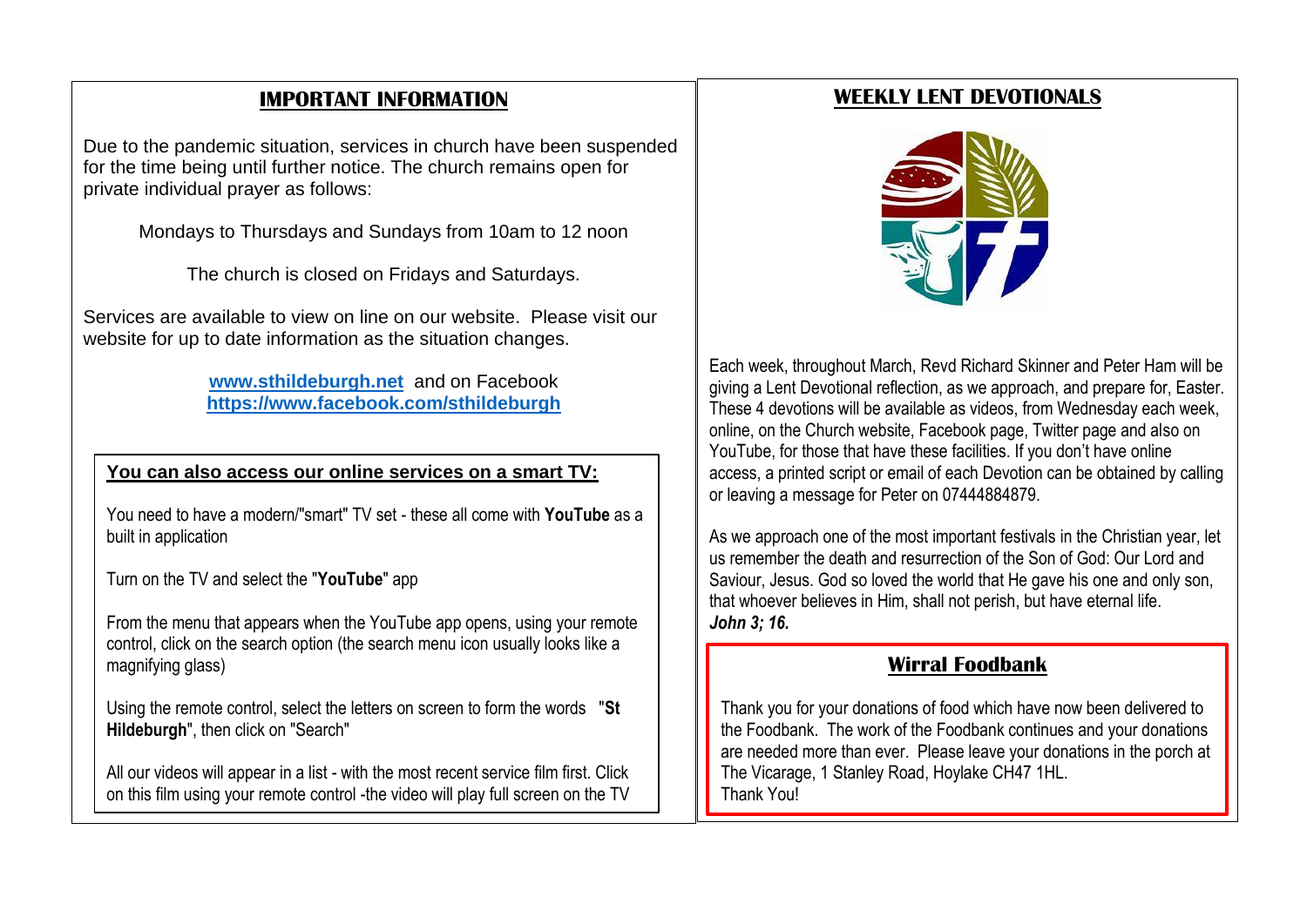## IMPORTANT INFORMATION

Due to the pandemic situation, services in church have been suspended for the time being until further notice. The church remains open for private individual prayer as follows:

Mondays to Thursdays and Sundays from 10am to 12 noon

The church is closed on Fridays and Saturdays.

Services are available to view on line on our website. Please visit our website for up to date information as the situation changes.

**www.sthildeburgh.net** and on Facebook
**https://www.facebook.com/sthildeburgh**

### You can also access our online services on a smart TV:

You need to have a modern/"smart" TV set - these all come with **YouTube** as a built in application

Turn on the TV and select the "**YouTube**" app

From the menu that appears when the YouTube app opens, using your remote control, click on the search option (the search menu icon usually looks like a magnifying glass)

Using the remote control, select the letters on screen to form the words "**St Hildeburgh**", then click on "Search"

All our videos will appear in a list - with the most recent service film first. Click on this film using your remote control -the video will play full screen on the TV

## WEEKLY LENT DEVOTIONALS

Each week, throughout March, Revd Richard Skinner and Peter Ham will be giving a Lent Devotional reflection, as we approach, and prepare for, Easter. These 4 devotions will be available as videos, from Wednesday each week, online, on the Church website, Facebook page, Twitter page and also on YouTube, for those that have these facilities. If you don't have online access, a printed script or email of each Devotion can be obtained by calling or leaving a message for Peter on 07444884879.

As we approach one of the most important festivals in the Christian year, let us remember the death and resurrection of the Son of God: Our Lord and Saviour, Jesus. God so loved the world that He gave his one and only son, that whoever believes in Him, shall not perish, but have eternal life.
***John 3; 16.***

## Wirral Foodbank

Thank you for your donations of food which have now been delivered to the Foodbank. The work of the Foodbank continues and your donations are needed more than ever. Please leave your donations in the porch at The Vicarage, 1 Stanley Road, Hoylake CH47 1HL.
Thank You!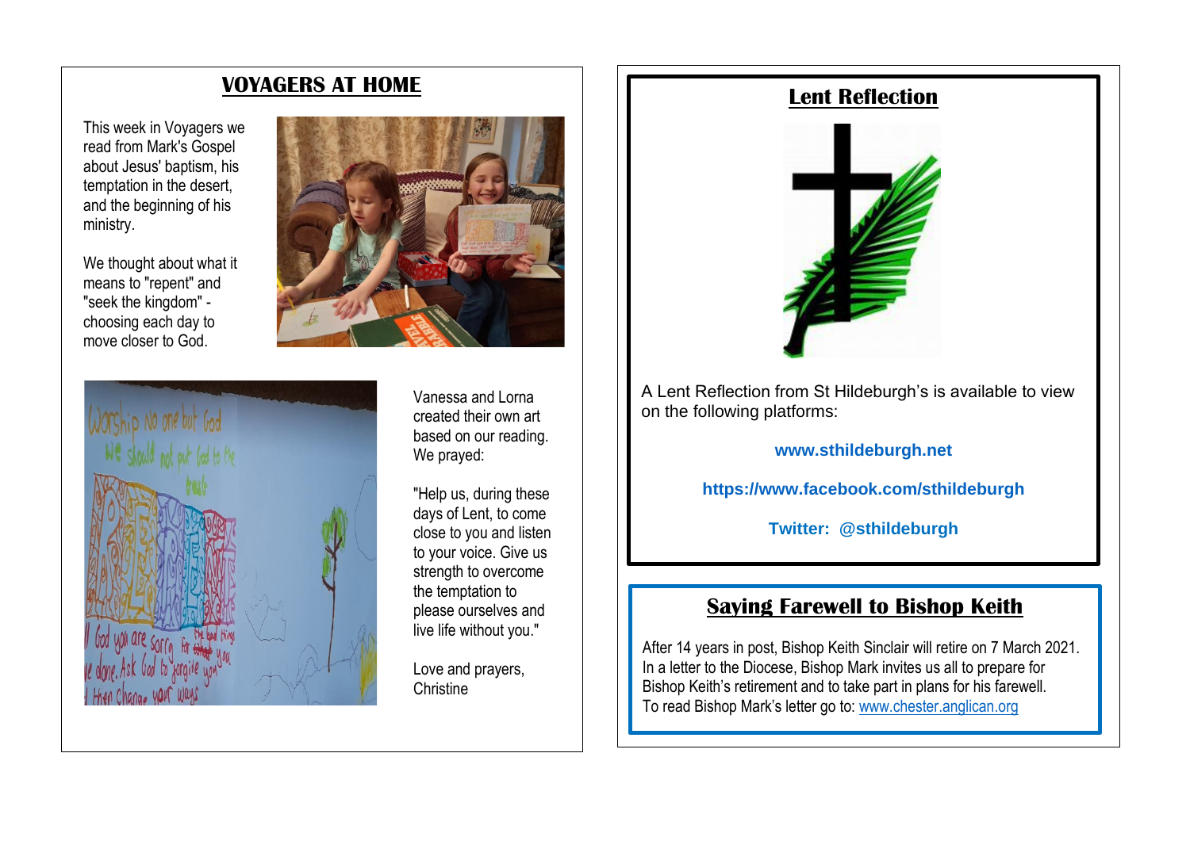## VOYAGERS AT HOME

This week in Voyagers we read from Mark's Gospel about Jesus' baptism, his temptation in the desert, and the beginning of his ministry.

We thought about what it means to "repent" and "seek the kingdom" - choosing each day to move closer to God.

Vanessa and Lorna created their own art based on our reading. We prayed:

"Help us, during these days of Lent, to come close to you and listen to your voice. Give us strength to overcome the temptation to please ourselves and live life without you."

Love and prayers,
Christine

## Lent Reflection

A Lent Reflection from St Hildeburgh's is available to view on the following platforms:

**www.sthildeburgh.net**

**https://www.facebook.com/sthildeburgh**

**Twitter: @sthildeburgh**

## Saying Farewell to Bishop Keith

After 14 years in post, Bishop Keith Sinclair will retire on 7 March 2021. In a letter to the Diocese, Bishop Mark invites us all to prepare for Bishop Keith's retirement and to take part in plans for his farewell. To read Bishop Mark's letter go to: www.chester.anglican.org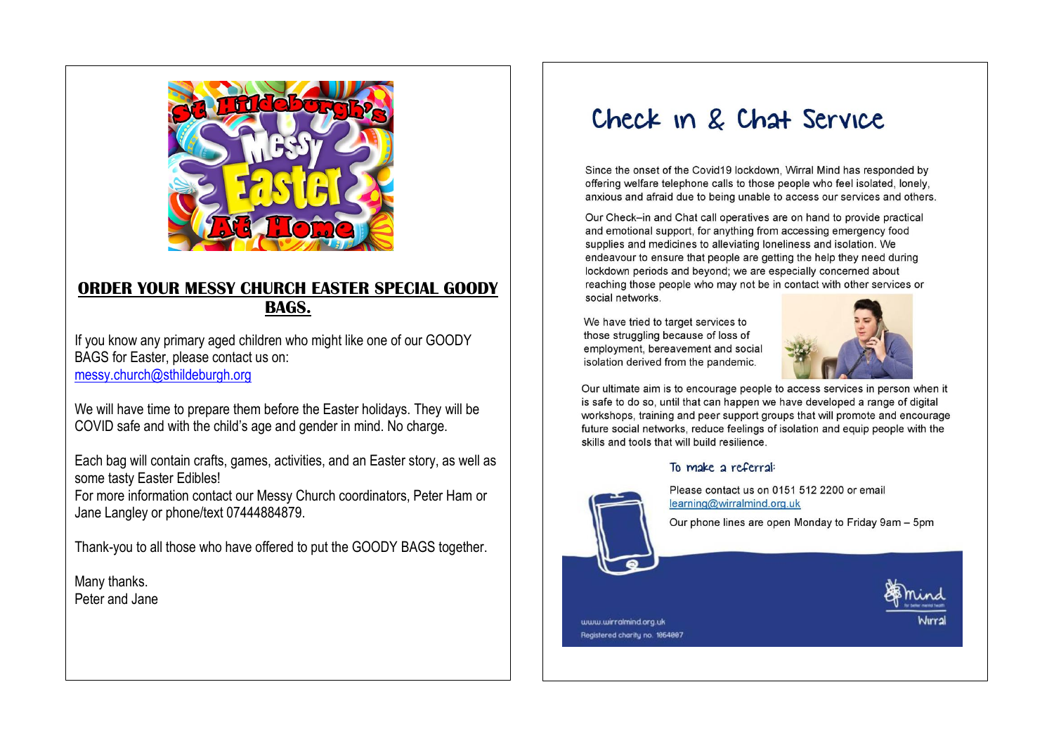St Hildeburgh's Messy Easter At Home

**ORDER YOUR MESSY CHURCH EASTER SPECIAL GOODY BAGS.**

If you know any primary aged children who might like one of our GOODY BAGS for Easter, please contact us on:
messy.church@sthildeburgh.org

We will have time to prepare them before the Easter holidays. They will be COVID safe and with the child's age and gender in mind. No charge.

Each bag will contain crafts, games, activities, and an Easter story, as well as some tasty Easter Edibles!
For more information contact our Messy Church coordinators, Peter Ham or Jane Langley or phone/text 07444884879.

Thank-you to all those who have offered to put the GOODY BAGS together.

Many thanks.
Peter and Jane

# Check in & Chat Service

Since the onset of the Covid19 lockdown, Wirral Mind has responded by offering welfare telephone calls to those people who feel isolated, lonely, anxious and afraid due to being unable to access our services and others.

Our Check–in and Chat call operatives are on hand to provide practical and emotional support, for anything from accessing emergency food supplies and medicines to alleviating loneliness and isolation. We endeavour to ensure that people are getting the help they need during lockdown periods and beyond; we are especially concerned about reaching those people who may not be in contact with other services or social networks.

We have tried to target services to those struggling because of loss of employment, bereavement and social isolation derived from the pandemic.

Our ultimate aim is to encourage people to access services in person when it is safe to do so, until that can happen we have developed a range of digital workshops, training and peer support groups that will promote and encourage future social networks, reduce feelings of isolation and equip people with the skills and tools that will build resilience.

To make a referral:

Please contact us on 0151 512 2200 or email learning@wirralmind.org.uk

Our phone lines are open Monday to Friday 9am – 5pm

www.wirralmind.org.uk
Registered charity no. 1064007

mind for better mental health Wirral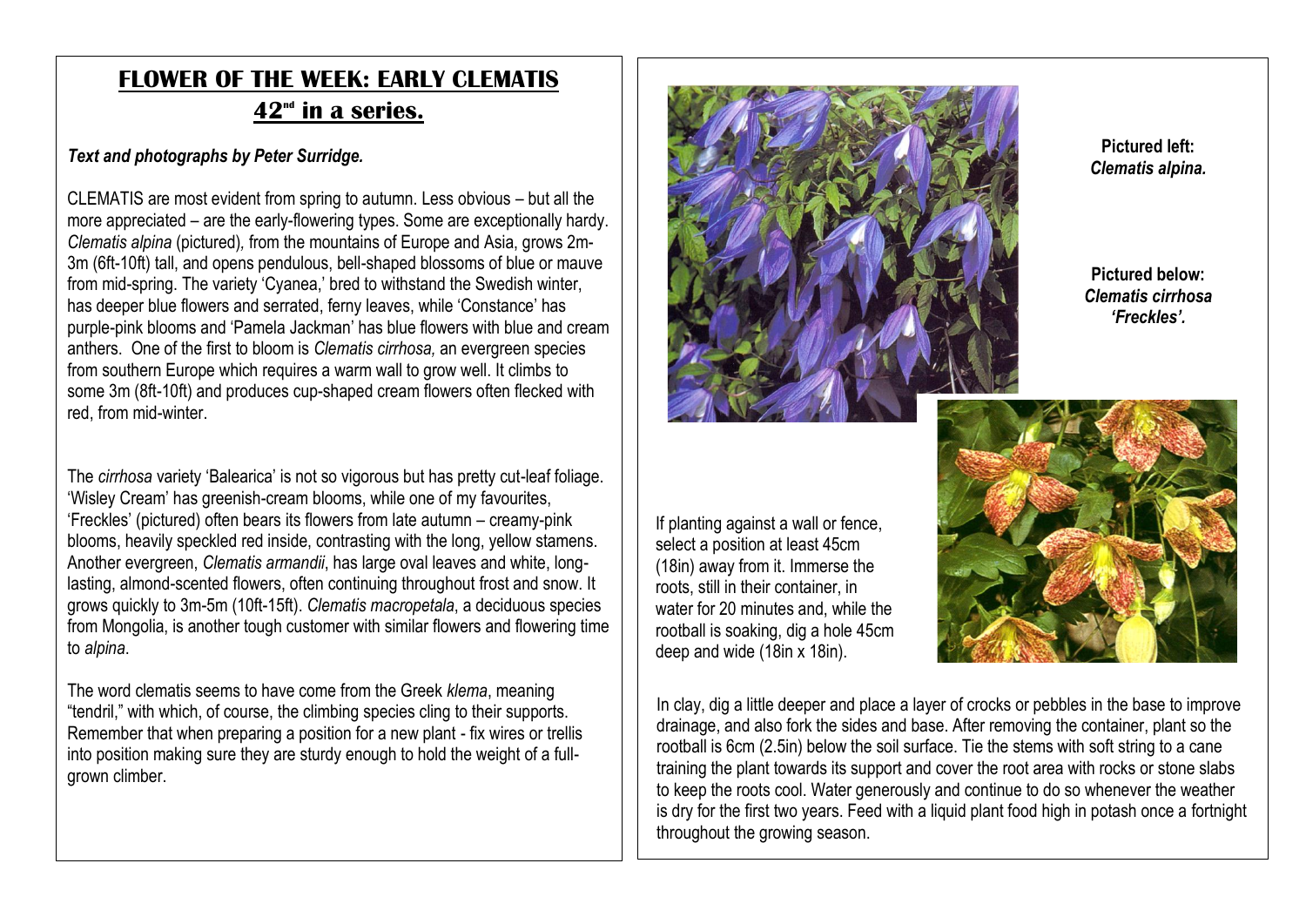## FLOWER OF THE WEEK: EARLY CLEMATIS
## 42nd in a series.

***Text and photographs by Peter Surridge.***

CLEMATIS are most evident from spring to autumn. Less obvious – but all the more appreciated – are the early-flowering types. Some are exceptionally hardy. *Clematis alpina* (pictured), from the mountains of Europe and Asia, grows 2m-3m (6ft-10ft) tall, and opens pendulous, bell-shaped blossoms of blue or mauve from mid-spring. The variety 'Cyanea,' bred to withstand the Swedish winter, has deeper blue flowers and serrated, ferny leaves, while 'Constance' has purple-pink blooms and 'Pamela Jackman' has blue flowers with blue and cream anthers. One of the first to bloom is *Clematis cirrhosa,* an evergreen species from southern Europe which requires a warm wall to grow well. It climbs to some 3m (8ft-10ft) and produces cup-shaped cream flowers often flecked with red, from mid-winter.

The *cirrhosa* variety 'Balearica' is not so vigorous but has pretty cut-leaf foliage. 'Wisley Cream' has greenish-cream blooms, while one of my favourites, 'Freckles' (pictured) often bears its flowers from late autumn – creamy-pink blooms, heavily speckled red inside, contrasting with the long, yellow stamens. Another evergreen, *Clematis armandii*, has large oval leaves and white, long-lasting, almond-scented flowers, often continuing throughout frost and snow. It grows quickly to 3m-5m (10ft-15ft). *Clematis macropetala*, a deciduous species from Mongolia, is another tough customer with similar flowers and flowering time to *alpina*.

The word clematis seems to have come from the Greek *klema*, meaning "tendril," with which, of course, the climbing species cling to their supports. Remember that when preparing a position for a new plant - fix wires or trellis into position making sure they are sturdy enough to hold the weight of a full-grown climber.

**Pictured left: *Clematis alpina.***

**Pictured below: *Clematis cirrhosa 'Freckles'.***

If planting against a wall or fence, select a position at least 45cm (18in) away from it. Immerse the roots, still in their container, in water for 20 minutes and, while the rootball is soaking, dig a hole 45cm deep and wide (18in x 18in).

In clay, dig a little deeper and place a layer of crocks or pebbles in the base to improve drainage, and also fork the sides and base. After removing the container, plant so the rootball is 6cm (2.5in) below the soil surface. Tie the stems with soft string to a cane training the plant towards its support and cover the root area with rocks or stone slabs to keep the roots cool. Water generously and continue to do so whenever the weather is dry for the first two years. Feed with a liquid plant food high in potash once a fortnight throughout the growing season.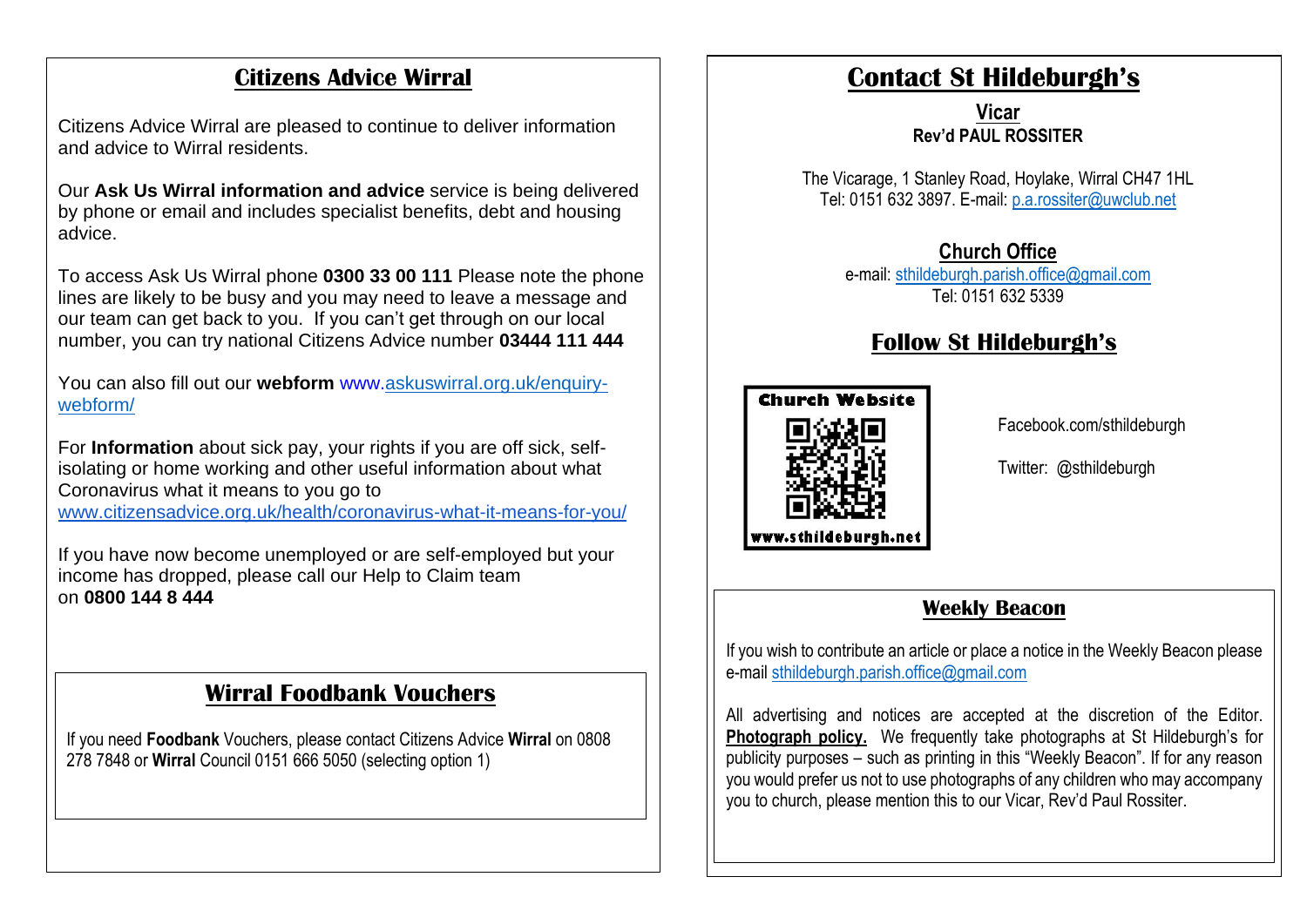## Citizens Advice Wirral

Citizens Advice Wirral are pleased to continue to deliver information and advice to Wirral residents.

Our **Ask Us Wirral information and advice** service is being delivered by phone or email and includes specialist benefits, debt and housing advice.

To access Ask Us Wirral phone **0300 33 00 111** Please note the phone lines are likely to be busy and you may need to leave a message and our team can get back to you. If you can't get through on our local number, you can try national Citizens Advice number **03444 111 444**

You can also fill out our **webform** www.askuswirral.org.uk/enquiry-webform/

For **Information** about sick pay, your rights if you are off sick, self-isolating or home working and other useful information about what Coronavirus what it means to you go to www.citizensadvice.org.uk/health/coronavirus-what-it-means-for-you/

If you have now become unemployed or are self-employed but your income has dropped, please call our Help to Claim team on **0800 144 8 444**

## Wirral Foodbank Vouchers

If you need **Foodbank** Vouchers, please contact Citizens Advice **Wirral** on 0808 278 7848 or **Wirral** Council 0151 666 5050 (selecting option 1)

## Contact St Hildeburgh's

**Vicar**

**Rev'd PAUL ROSSITER**

The Vicarage, 1 Stanley Road, Hoylake, Wirral CH47 1HL
Tel: 0151 632 3897. E-mail: p.a.rossiter@uwclub.net

**Church Office**

e-mail: sthildeburgh.parish.office@gmail.com
Tel: 0151 632 5339

## Follow St Hildeburgh's

Church Website

www.sthildeburgh.net

Facebook.com/sthildeburgh

Twitter: @sthildeburgh

## Weekly Beacon

If you wish to contribute an article or place a notice in the Weekly Beacon please e-mail sthildeburgh.parish.office@gmail.com

All advertising and notices are accepted at the discretion of the Editor. **Photograph policy.** We frequently take photographs at St Hildeburgh's for publicity purposes – such as printing in this "Weekly Beacon". If for any reason you would prefer us not to use photographs of any children who may accompany you to church, please mention this to our Vicar, Rev'd Paul Rossiter.